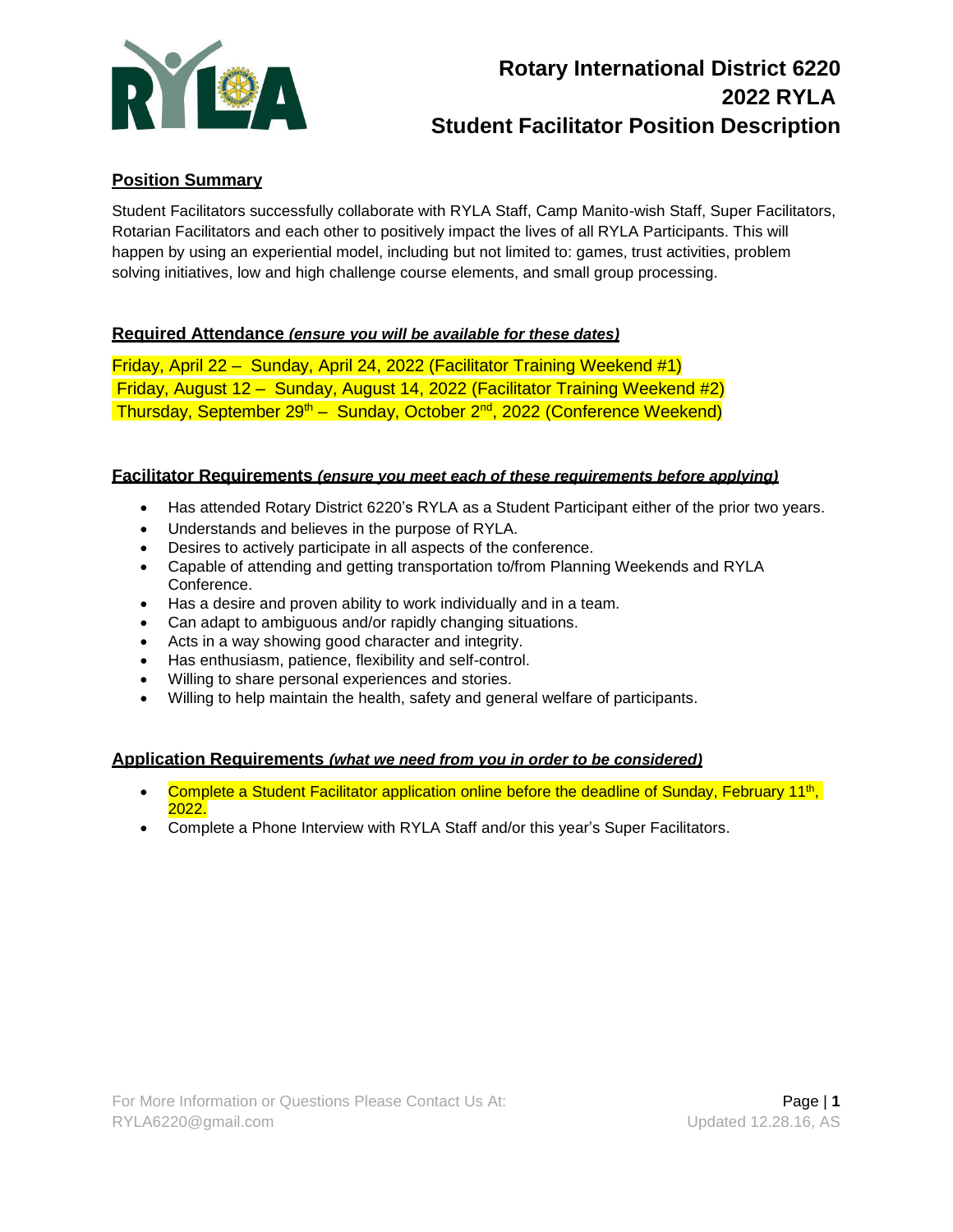# Rotary International District 6220
# 2022 RYLA
# Student Facilitator Position Description

## Position Summary

Student Facilitators successfully collaborate with RYLA Staff, Camp Manito-wish Staff, Super Facilitators, Rotarian Facilitators and each other to positively impact the lives of all RYLA Participants. This will happen by using an experiential model, including but not limited to: games, trust activities, problem solving initiatives, low and high challenge course elements, and small group processing.

## Required Attendance *(ensure you will be available for these dates)*

Friday, April 22 – Sunday, April 24, 2022 (Facilitator Training Weekend #1)
Friday, August 12 – Sunday, August 14, 2022 (Facilitator Training Weekend #2)
Thursday, September 29th – Sunday, October 2nd, 2022 (Conference Weekend)

## Facilitator Requirements *(ensure you meet each of these requirements before applying)*

- Has attended Rotary District 6220's RYLA as a Student Participant either of the prior two years.
- Understands and believes in the purpose of RYLA.
- Desires to actively participate in all aspects of the conference.
- Capable of attending and getting transportation to/from Planning Weekends and RYLA Conference.
- Has a desire and proven ability to work individually and in a team.
- Can adapt to ambiguous and/or rapidly changing situations.
- Acts in a way showing good character and integrity.
- Has enthusiasm, patience, flexibility and self-control.
- Willing to share personal experiences and stories.
- Willing to help maintain the health, safety and general welfare of participants.

## Application Requirements *(what we need from you in order to be considered)*

- Complete a Student Facilitator application online before the deadline of Sunday, February 11th, 2022.
- Complete a Phone Interview with RYLA Staff and/or this year's Super Facilitators.

For More Information or Questions Please Contact Us At:
RYLA6220@gmail.com

Updated 12.28.16, AS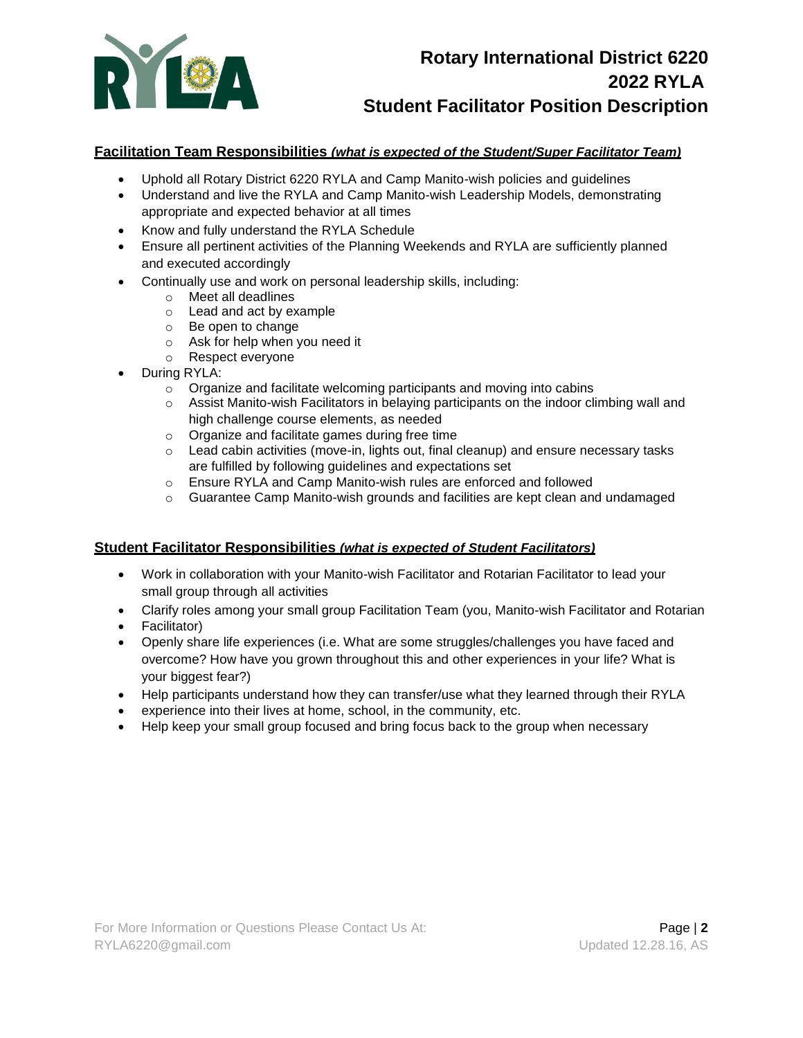# Rotary International District 6220
# 2022 RYLA
# Student Facilitator Position Description

## Facilitation Team Responsibilities *(what is expected of the Student/Super Facilitator Team)*

- Uphold all Rotary District 6220 RYLA and Camp Manito-wish policies and guidelines
- Understand and live the RYLA and Camp Manito-wish Leadership Models, demonstrating appropriate and expected behavior at all times
- Know and fully understand the RYLA Schedule
- Ensure all pertinent activities of the Planning Weekends and RYLA are sufficiently planned and executed accordingly
- Continually use and work on personal leadership skills, including:
  - Meet all deadlines
  - Lead and act by example
  - Be open to change
  - Ask for help when you need it
  - Respect everyone
- During RYLA:
  - Organize and facilitate welcoming participants and moving into cabins
  - Assist Manito-wish Facilitators in belaying participants on the indoor climbing wall and high challenge course elements, as needed
  - Organize and facilitate games during free time
  - Lead cabin activities (move-in, lights out, final cleanup) and ensure necessary tasks are fulfilled by following guidelines and expectations set
  - Ensure RYLA and Camp Manito-wish rules are enforced and followed
  - Guarantee Camp Manito-wish grounds and facilities are kept clean and undamaged

## Student Facilitator Responsibilities *(what is expected of Student Facilitators)*

- Work in collaboration with your Manito-wish Facilitator and Rotarian Facilitator to lead your small group through all activities
- Clarify roles among your small group Facilitation Team (you, Manito-wish Facilitator and Rotarian
- Facilitator)
- Openly share life experiences (i.e. What are some struggles/challenges you have faced and overcome? How have you grown throughout this and other experiences in your life? What is your biggest fear?)
- Help participants understand how they can transfer/use what they learned through their RYLA
- experience into their lives at home, school, in the community, etc.
- Help keep your small group focused and bring focus back to the group when necessary

For More Information or Questions Please Contact Us At:
RYLA6220@gmail.com

Updated 12.28.16, AS